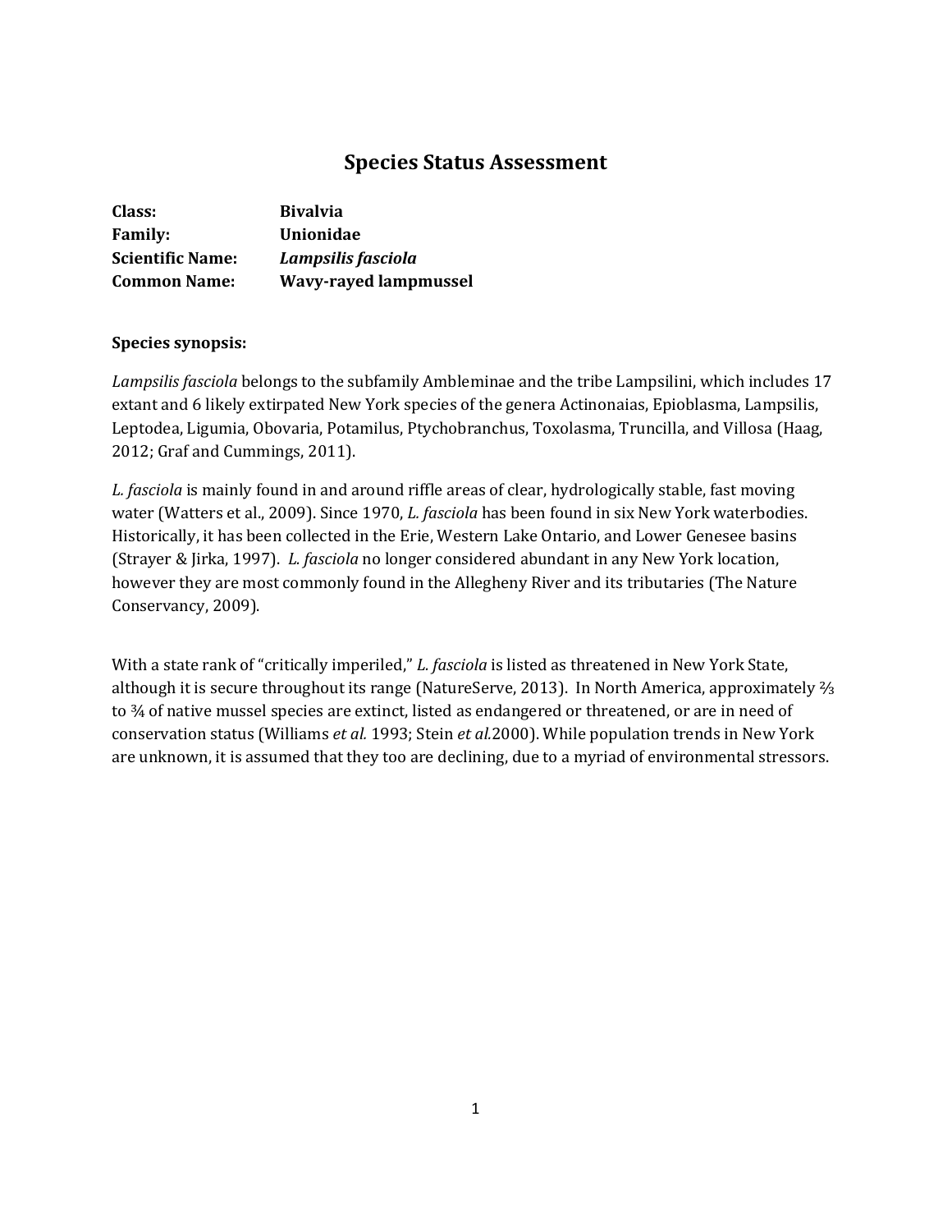# Species Status Assessment

**Class:** **Bivalvia**
**Family:** **Unionidae**
**Scientific Name:** ***Lampsilis fasciola***
**Common Name:** **Wavy-rayed lampmussel**

**Species synopsis:**

*Lampsilis fasciola* belongs to the subfamily Ambleminae and the tribe Lampsilini, which includes 17 extant and 6 likely extirpated New York species of the genera Actinonaias, Epioblasma, Lampsilis, Leptodea, Ligumia, Obovaria, Potamilus, Ptychobranchus, Toxolasma, Truncilla, and Villosa (Haag, 2012; Graf and Cummings, 2011).

*L. fasciola* is mainly found in and around riffle areas of clear, hydrologically stable, fast moving water (Watters et al., 2009). Since 1970, *L. fasciola* has been found in six New York waterbodies. Historically, it has been collected in the Erie, Western Lake Ontario, and Lower Genesee basins (Strayer & Jirka, 1997). *L. fasciola* no longer considered abundant in any New York location, however they are most commonly found in the Allegheny River and its tributaries (The Nature Conservancy, 2009).

With a state rank of "critically imperiled," *L. fasciola* is listed as threatened in New York State, although it is secure throughout its range (NatureServe, 2013). In North America, approximately ⅔ to ¾ of native mussel species are extinct, listed as endangered or threatened, or are in need of conservation status (Williams *et al.* 1993; Stein *et al.*2000). While population trends in New York are unknown, it is assumed that they too are declining, due to a myriad of environmental stressors.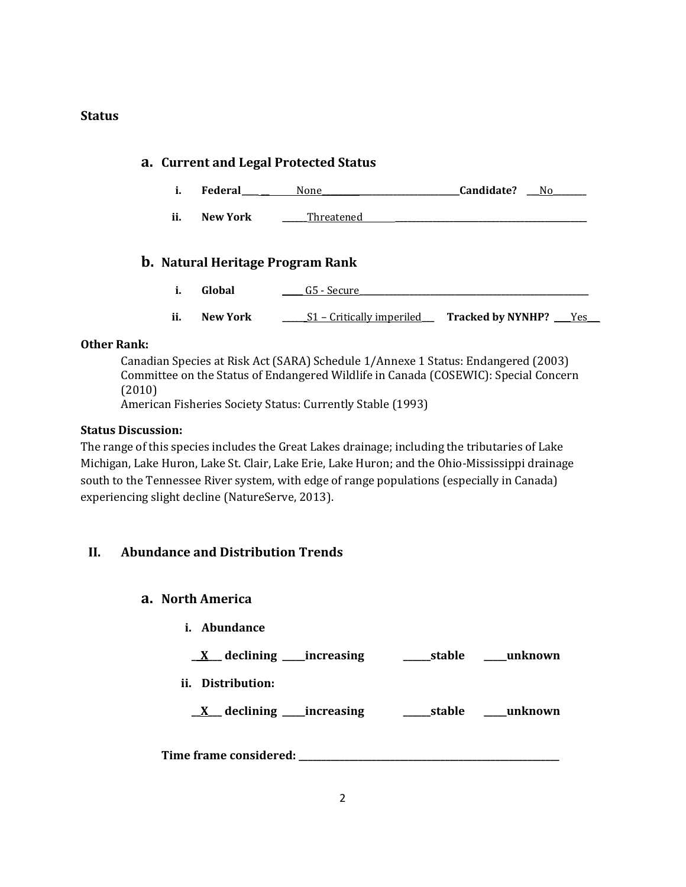### Status

#### a. Current and Legal Protected Status

i. **Federal** ______ None ______ **Candidate?** ___No___

ii. **New York** ______Threatened______

#### b. Natural Heritage Program Rank

i. **Global** ______ G5 - Secure ______

ii. **New York** ______S1 – Critically imperiled___ **Tracked by NYNHP?** ___Yes___

**Other Rank:**

Canadian Species at Risk Act (SARA) Schedule 1/Annexe 1 Status: Endangered (2003)
Committee on the Status of Endangered Wildlife in Canada (COSEWIC): Special Concern (2010)
American Fisheries Society Status: Currently Stable (1993)

**Status Discussion:**

The range of this species includes the Great Lakes drainage; including the tributaries of Lake Michigan, Lake Huron, Lake St. Clair, Lake Erie, Lake Huron; and the Ohio-Mississippi drainage south to the Tennessee River system, with edge of range populations (especially in Canada) experiencing slight decline (NatureServe, 2013).

## II. Abundance and Distribution Trends

### a. North America

**i. Abundance**

**__X__ declining ____increasing ____stable ____unknown**

**ii. Distribution:**

**__X__ declining ____increasing ____stable ____unknown**

**Time frame considered:** ______________________________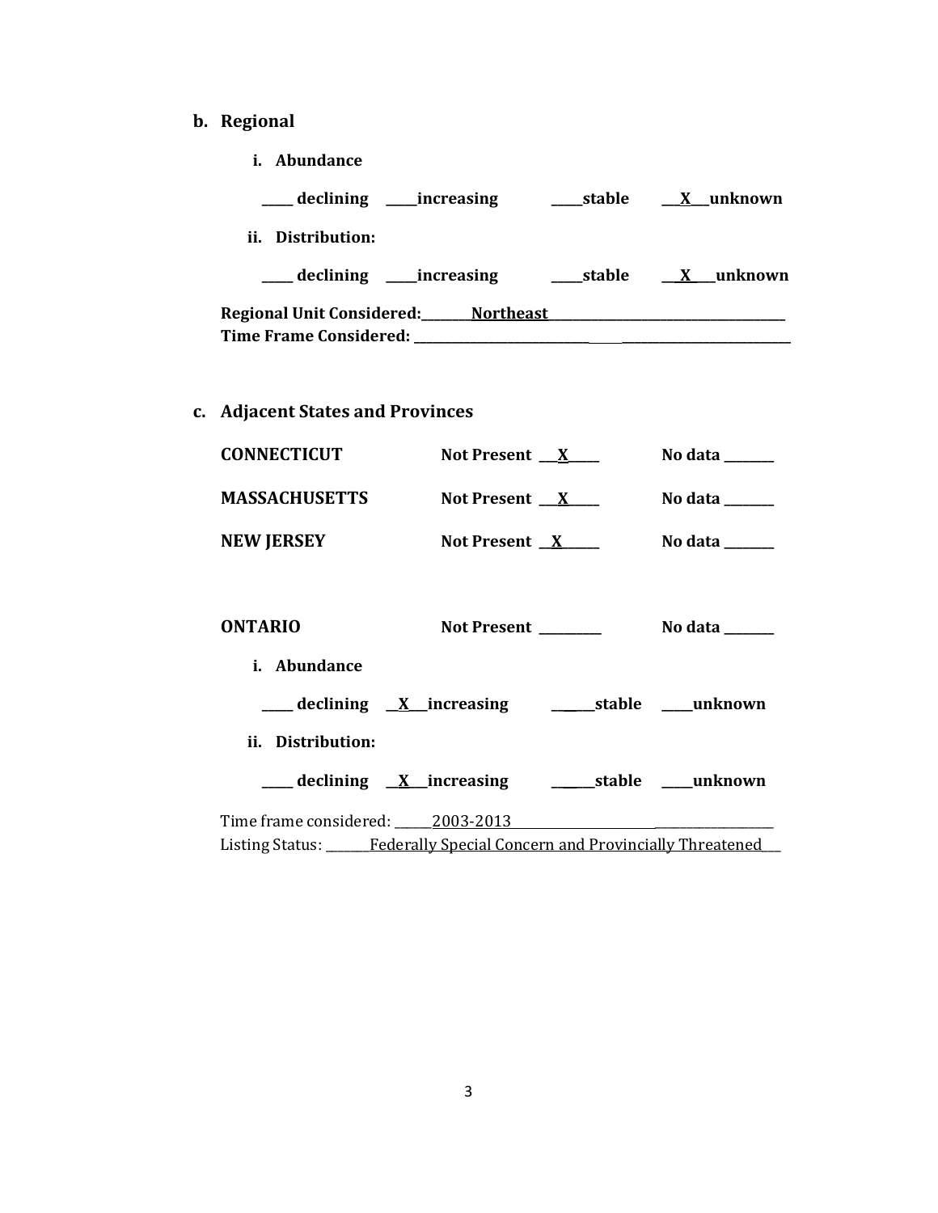**b. Regional**

**i. Abundance**

**_____ declining _____increasing _____stable __X__unknown**

**ii. Distribution:**

**_____ declining _____increasing _____stable __X__unknown**

**Regional Unit Considered:________Northeast________________________________________**
**Time Frame Considered: _____________________________________________________________**

**c. Adjacent States and Provinces**

**CONNECTICUT** **Not Present __X____** **No data _______**

**MASSACHUSETTS** **Not Present __X____** **No data _______**

**NEW JERSEY** **Not Present __X_____** **No data _______**

**ONTARIO** **Not Present _________** **No data _______**

**i. Abundance**

**_____ declining __X__increasing ______stable _____unknown**

**ii. Distribution:**

**_____ declining __X__increasing ______stable _____unknown**

Time frame considered: ______2003-2013_______________________________________
Listing Status: _______Federally Special Concern and Provincially Threatened___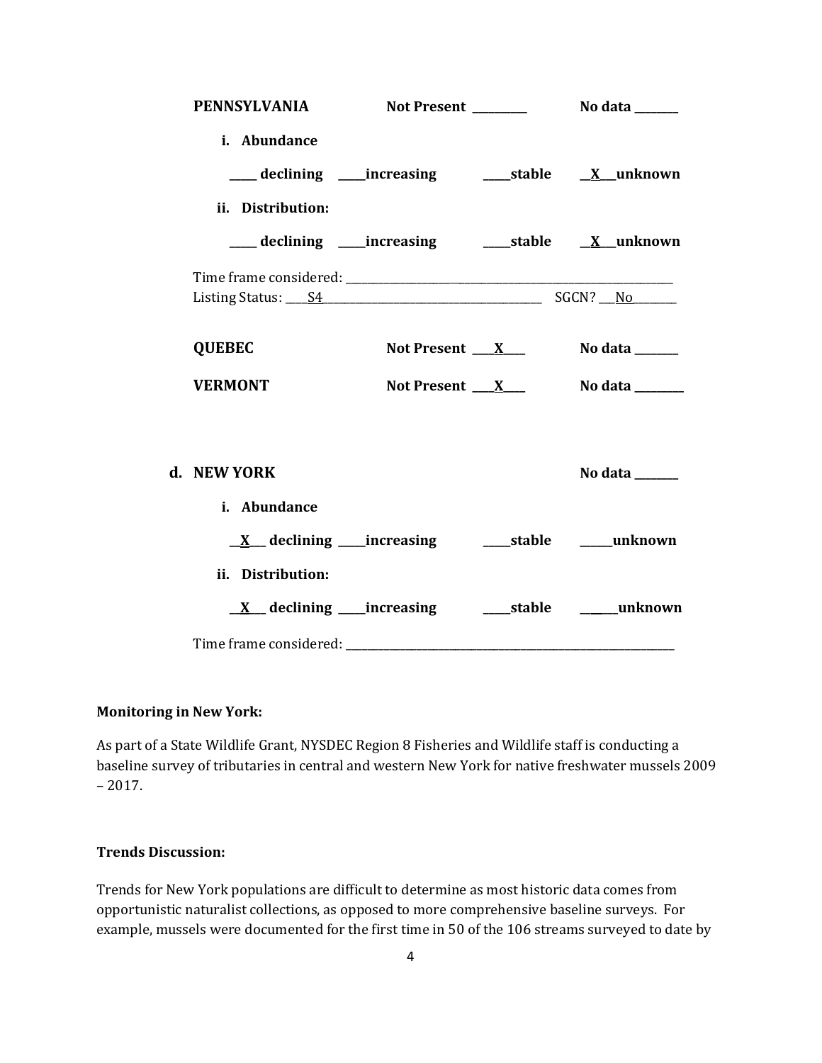**PENNSYLVANIA** Not Present ________ No data ______

i. **Abundance**

____ declining ____increasing ____stable __X__unknown

ii. **Distribution:**

____ declining ____increasing ____stable __X__unknown

Time frame considered: ___________________________________________________

Listing Status: ___S4___________________________________ SGCN? ___No_______

**QUEBEC** Not Present ___X___ No data ______

**VERMONT** Not Present ___X___ No data _______

**d. NEW YORK** No data ______

i. **Abundance**

__X__ declining ____increasing ____stable _____unknown

ii. **Distribution:**

__X__ declining ____increasing ____stable _____unknown

Time frame considered: ___________________________________________________

**Monitoring in New York:**

As part of a State Wildlife Grant, NYSDEC Region 8 Fisheries and Wildlife staff is conducting a baseline survey of tributaries in central and western New York for native freshwater mussels 2009 – 2017.

**Trends Discussion:**

Trends for New York populations are difficult to determine as most historic data comes from opportunistic naturalist collections, as opposed to more comprehensive baseline surveys. For example, mussels were documented for the first time in 50 of the 106 streams surveyed to date by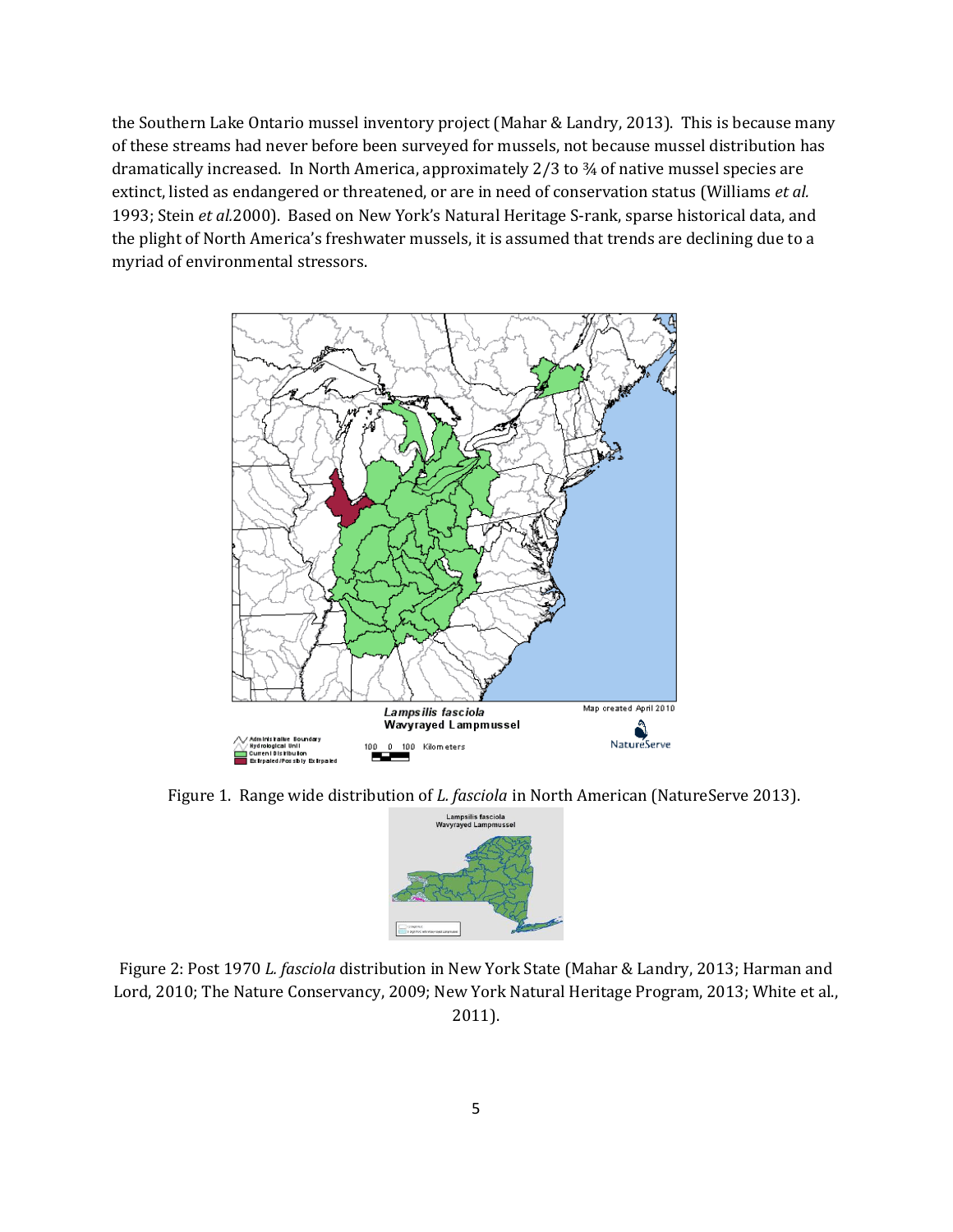the Southern Lake Ontario mussel inventory project (Mahar & Landry, 2013). This is because many of these streams had never before been surveyed for mussels, not because mussel distribution has dramatically increased. In North America, approximately 2/3 to ¾ of native mussel species are extinct, listed as endangered or threatened, or are in need of conservation status (Williams *et al.* 1993; Stein *et al.*2000). Based on New York's Natural Heritage S-rank, sparse historical data, and the plight of North America's freshwater mussels, it is assumed that trends are declining due to a myriad of environmental stressors.

Figure 1. Range wide distribution of *L. fasciola* in North American (NatureServe 2013).

Figure 2: Post 1970 *L. fasciola* distribution in New York State (Mahar & Landry, 2013; Harman and Lord, 2010; The Nature Conservancy, 2009; New York Natural Heritage Program, 2013; White et al., 2011).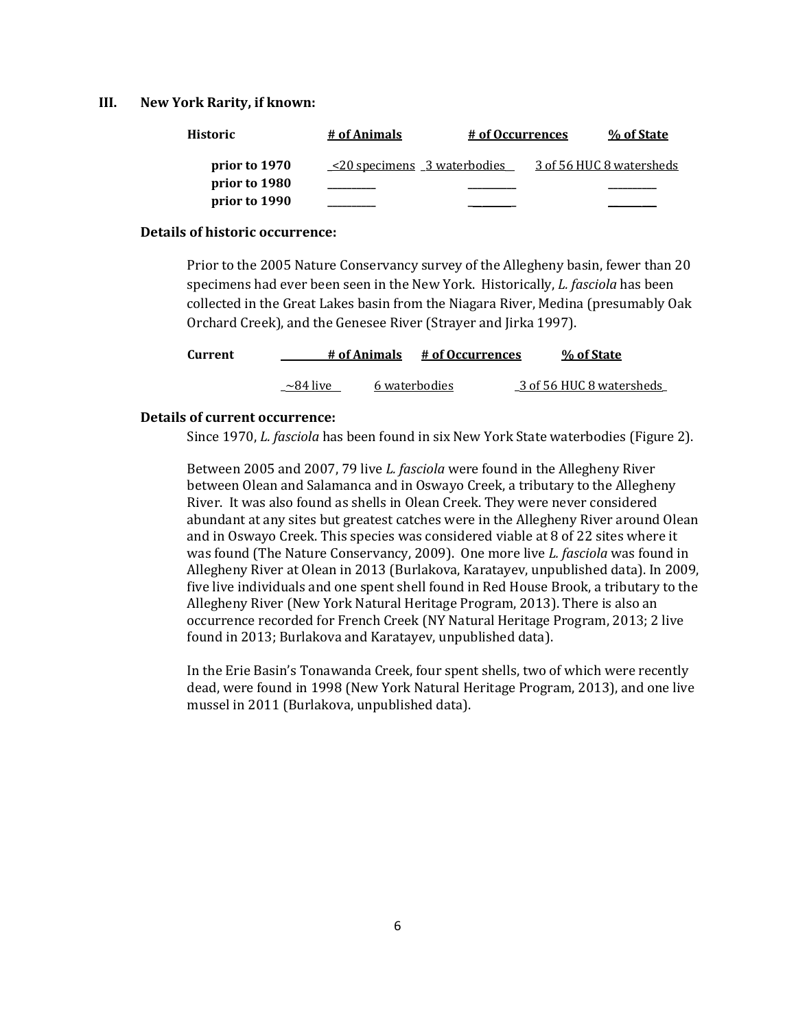### III. New York Rarity, if known:

| Historic | # of Animals | # of Occurrences | % of State |
|---|---|---|---|
| prior to 1970 | <20 specimens | 3 waterbodies | 3 of 56 HUC 8 watersheds |
| prior to 1980 | ________ | ________ | ________ |
| prior to 1990 | ________ | ________ | ________ |

**Details of historic occurrence:**

Prior to the 2005 Nature Conservancy survey of the Allegheny basin, fewer than 20 specimens had ever been seen in the New York. Historically, *L. fasciola* has been collected in the Great Lakes basin from the Niagara River, Medina (presumably Oak Orchard Creek), and the Genesee River (Strayer and Jirka 1997).

| Current | # of Animals | # of Occurrences | % of State |
|---|---|---|---|
| | ~84 live | 6 waterbodies | 3 of 56 HUC 8 watersheds |

**Details of current occurrence:**

Since 1970, *L. fasciola* has been found in six New York State waterbodies (Figure 2).

Between 2005 and 2007, 79 live *L. fasciola* were found in the Allegheny River between Olean and Salamanca and in Oswayo Creek, a tributary to the Allegheny River. It was also found as shells in Olean Creek. They were never considered abundant at any sites but greatest catches were in the Allegheny River around Olean and in Oswayo Creek. This species was considered viable at 8 of 22 sites where it was found (The Nature Conservancy, 2009). One more live *L. fasciola* was found in Allegheny River at Olean in 2013 (Burlakova, Karatayev, unpublished data). In 2009, five live individuals and one spent shell found in Red House Brook, a tributary to the Allegheny River (New York Natural Heritage Program, 2013). There is also an occurrence recorded for French Creek (NY Natural Heritage Program, 2013; 2 live found in 2013; Burlakova and Karatayev, unpublished data).

In the Erie Basin's Tonawanda Creek, four spent shells, two of which were recently dead, were found in 1998 (New York Natural Heritage Program, 2013), and one live mussel in 2011 (Burlakova, unpublished data).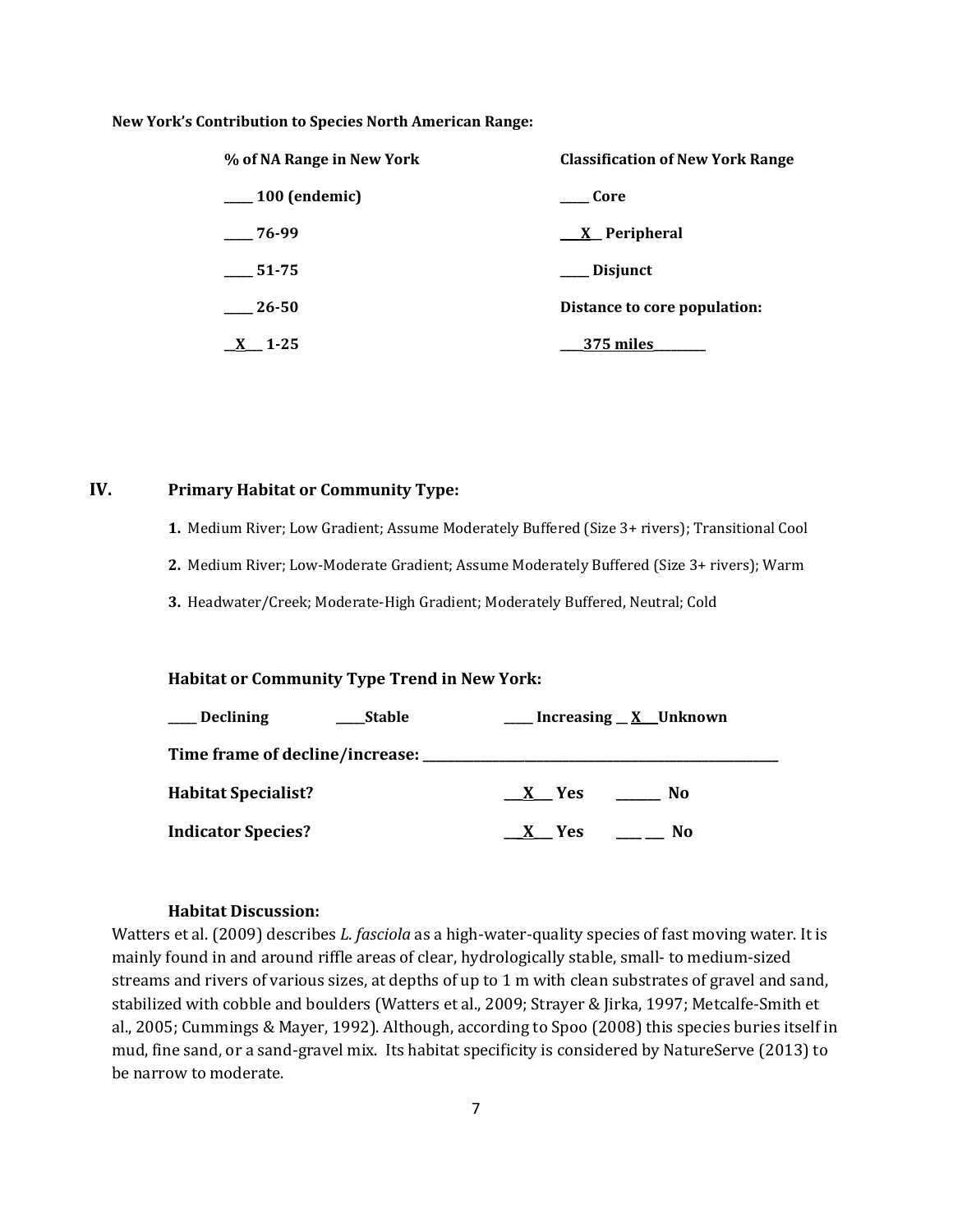**New York's Contribution to Species North American Range:**

| % of NA Range in New York | Classification of New York Range |
|---|---|
| _____ 100 (endemic) | _____ Core |
| _____ 76-99 | ___X__ Peripheral |
| _____ 51-75 | _____ Disjunct |
| _____ 26-50 | Distance to core population: |
| __X___ 1-25 | ____375 miles_________ |

## IV. Primary Habitat or Community Type:

1. Medium River; Low Gradient; Assume Moderately Buffered (Size 3+ rivers); Transitional Cool
2. Medium River; Low-Moderate Gradient; Assume Moderately Buffered (Size 3+ rivers); Warm
3. Headwater/Creek; Moderate-High Gradient; Moderately Buffered, Neutral; Cold

**Habitat or Community Type Trend in New York:**

_____ Declining _____Stable _____ Increasing __ X___Unknown

**Time frame of decline/increase:** ___________________________________________________________

**Habitat Specialist?** ___X___ Yes _______ No

**Indicator Species?** ___X___ Yes ____ ___ No

**Habitat Discussion:**

Watters et al. (2009) describes *L. fasciola* as a high-water-quality species of fast moving water. It is mainly found in and around riffle areas of clear, hydrologically stable, small- to medium-sized streams and rivers of various sizes, at depths of up to 1 m with clean substrates of gravel and sand, stabilized with cobble and boulders (Watters et al., 2009; Strayer & Jirka, 1997; Metcalfe-Smith et al., 2005; Cummings & Mayer, 1992). Although, according to Spoo (2008) this species buries itself in mud, fine sand, or a sand-gravel mix. Its habitat specificity is considered by NatureServe (2013) to be narrow to moderate.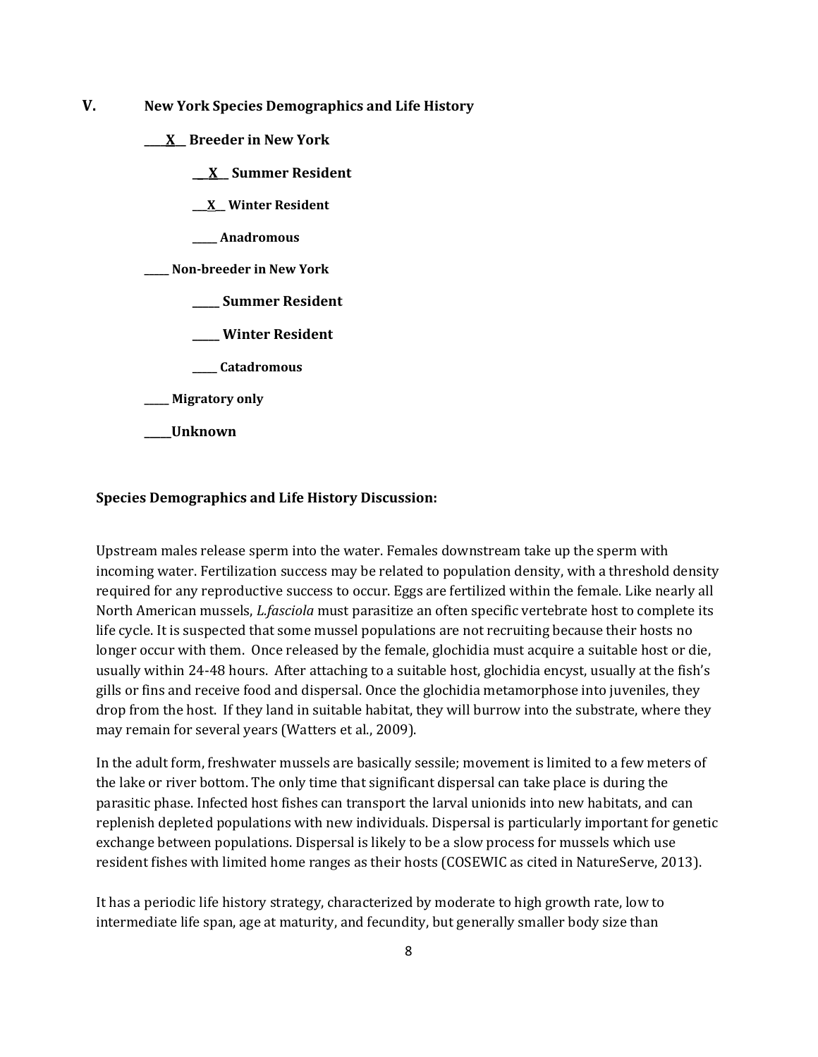## V. New York Species Demographics and Life History

**____X__ Breeder in New York**

**__X__ Summer Resident**

**___X__ Winter Resident**

**_____ Anadromous**

**_____ Non-breeder in New York**

**_____ Summer Resident**

**_____ Winter Resident**

**_____ Catadromous**

**_____ Migratory only**

**_____Unknown**

**Species Demographics and Life History Discussion:**

Upstream males release sperm into the water. Females downstream take up the sperm with incoming water. Fertilization success may be related to population density, with a threshold density required for any reproductive success to occur. Eggs are fertilized within the female. Like nearly all North American mussels, *L.fasciola* must parasitize an often specific vertebrate host to complete its life cycle. It is suspected that some mussel populations are not recruiting because their hosts no longer occur with them. Once released by the female, glochidia must acquire a suitable host or die, usually within 24-48 hours. After attaching to a suitable host, glochidia encyst, usually at the fish's gills or fins and receive food and dispersal. Once the glochidia metamorphose into juveniles, they drop from the host. If they land in suitable habitat, they will burrow into the substrate, where they may remain for several years (Watters et al., 2009).

In the adult form, freshwater mussels are basically sessile; movement is limited to a few meters of the lake or river bottom. The only time that significant dispersal can take place is during the parasitic phase. Infected host fishes can transport the larval unionids into new habitats, and can replenish depleted populations with new individuals. Dispersal is particularly important for genetic exchange between populations. Dispersal is likely to be a slow process for mussels which use resident fishes with limited home ranges as their hosts (COSEWIC as cited in NatureServe, 2013).

It has a periodic life history strategy, characterized by moderate to high growth rate, low to intermediate life span, age at maturity, and fecundity, but generally smaller body size than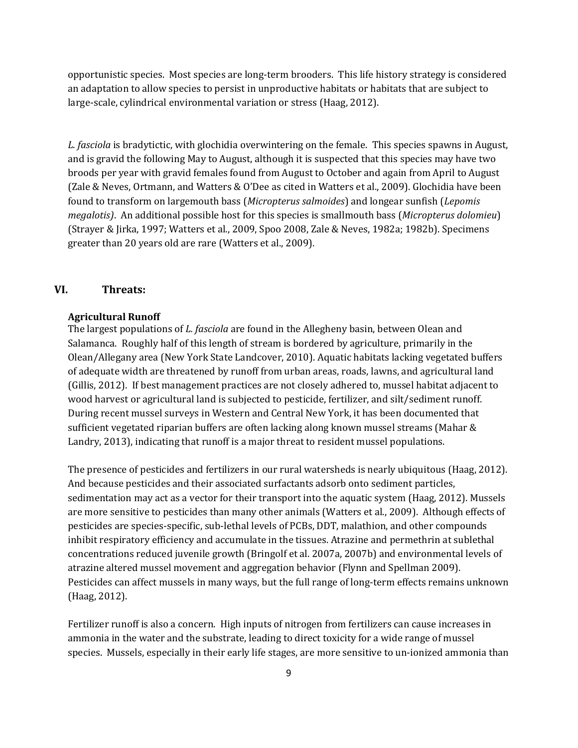opportunistic species. Most species are long-term brooders. This life history strategy is considered an adaptation to allow species to persist in unproductive habitats or habitats that are subject to large-scale, cylindrical environmental variation or stress (Haag, 2012).

*L. fasciola* is bradytictic, with glochidia overwintering on the female. This species spawns in August, and is gravid the following May to August, although it is suspected that this species may have two broods per year with gravid females found from August to October and again from April to August (Zale & Neves, Ortmann, and Watters & O'Dee as cited in Watters et al., 2009). Glochidia have been found to transform on largemouth bass (*Micropterus salmoides*) and longear sunfish (*Lepomis megalotis)*. An additional possible host for this species is smallmouth bass (*Micropterus dolomieu*) (Strayer & Jirka, 1997; Watters et al., 2009, Spoo 2008, Zale & Neves, 1982a; 1982b). Specimens greater than 20 years old are rare (Watters et al., 2009).

## VI. Threats:

### Agricultural Runoff

The largest populations of *L. fasciola* are found in the Allegheny basin, between Olean and Salamanca. Roughly half of this length of stream is bordered by agriculture, primarily in the Olean/Allegany area (New York State Landcover, 2010). Aquatic habitats lacking vegetated buffers of adequate width are threatened by runoff from urban areas, roads, lawns, and agricultural land (Gillis, 2012). If best management practices are not closely adhered to, mussel habitat adjacent to wood harvest or agricultural land is subjected to pesticide, fertilizer, and silt/sediment runoff. During recent mussel surveys in Western and Central New York, it has been documented that sufficient vegetated riparian buffers are often lacking along known mussel streams (Mahar & Landry, 2013), indicating that runoff is a major threat to resident mussel populations.

The presence of pesticides and fertilizers in our rural watersheds is nearly ubiquitous (Haag, 2012). And because pesticides and their associated surfactants adsorb onto sediment particles, sedimentation may act as a vector for their transport into the aquatic system (Haag, 2012). Mussels are more sensitive to pesticides than many other animals (Watters et al., 2009). Although effects of pesticides are species-specific, sub-lethal levels of PCBs, DDT, malathion, and other compounds inhibit respiratory efficiency and accumulate in the tissues. Atrazine and permethrin at sublethal concentrations reduced juvenile growth (Bringolf et al. 2007a, 2007b) and environmental levels of atrazine altered mussel movement and aggregation behavior (Flynn and Spellman 2009). Pesticides can affect mussels in many ways, but the full range of long-term effects remains unknown (Haag, 2012).

Fertilizer runoff is also a concern. High inputs of nitrogen from fertilizers can cause increases in ammonia in the water and the substrate, leading to direct toxicity for a wide range of mussel species. Mussels, especially in their early life stages, are more sensitive to un-ionized ammonia than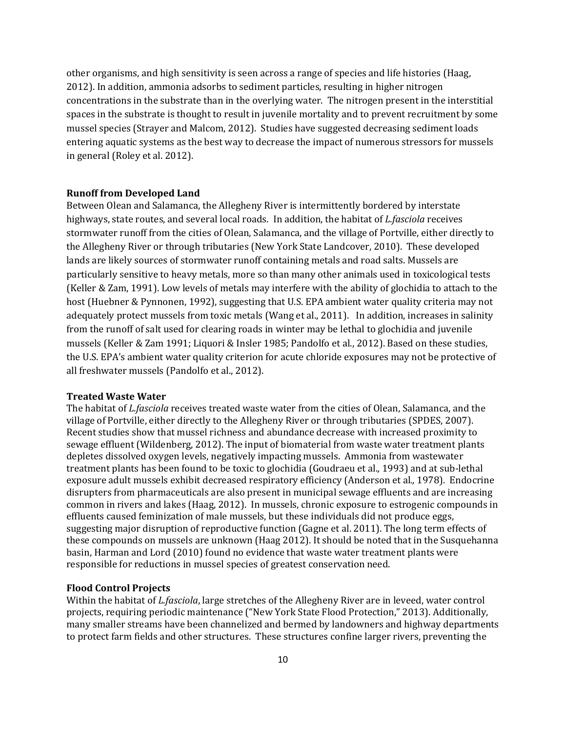other organisms, and high sensitivity is seen across a range of species and life histories (Haag, 2012). In addition, ammonia adsorbs to sediment particles, resulting in higher nitrogen concentrations in the substrate than in the overlying water. The nitrogen present in the interstitial spaces in the substrate is thought to result in juvenile mortality and to prevent recruitment by some mussel species (Strayer and Malcom, 2012). Studies have suggested decreasing sediment loads entering aquatic systems as the best way to decrease the impact of numerous stressors for mussels in general (Roley et al. 2012).

**Runoff from Developed Land**

Between Olean and Salamanca, the Allegheny River is intermittently bordered by interstate highways, state routes, and several local roads. In addition, the habitat of *L.fasciola* receives stormwater runoff from the cities of Olean, Salamanca, and the village of Portville, either directly to the Allegheny River or through tributaries (New York State Landcover, 2010). These developed lands are likely sources of stormwater runoff containing metals and road salts. Mussels are particularly sensitive to heavy metals, more so than many other animals used in toxicological tests (Keller & Zam, 1991). Low levels of metals may interfere with the ability of glochidia to attach to the host (Huebner & Pynnonen, 1992), suggesting that U.S. EPA ambient water quality criteria may not adequately protect mussels from toxic metals (Wang et al., 2011). In addition, increases in salinity from the runoff of salt used for clearing roads in winter may be lethal to glochidia and juvenile mussels (Keller & Zam 1991; Liquori & Insler 1985; Pandolfo et al., 2012). Based on these studies, the U.S. EPA's ambient water quality criterion for acute chloride exposures may not be protective of all freshwater mussels (Pandolfo et al., 2012).

**Treated Waste Water**

The habitat of *L.fasciola* receives treated waste water from the cities of Olean, Salamanca, and the village of Portville, either directly to the Allegheny River or through tributaries (SPDES, 2007). Recent studies show that mussel richness and abundance decrease with increased proximity to sewage effluent (Wildenberg, 2012). The input of biomaterial from waste water treatment plants depletes dissolved oxygen levels, negatively impacting mussels. Ammonia from wastewater treatment plants has been found to be toxic to glochidia (Goudraeu et al*.,* 1993) and at sub-lethal exposure adult mussels exhibit decreased respiratory efficiency (Anderson et al*.,* 1978). Endocrine disrupters from pharmaceuticals are also present in municipal sewage effluents and are increasing common in rivers and lakes (Haag, 2012). In mussels, chronic exposure to estrogenic compounds in effluents caused feminization of male mussels, but these individuals did not produce eggs, suggesting major disruption of reproductive function (Gagne et al. 2011). The long term effects of these compounds on mussels are unknown (Haag 2012). It should be noted that in the Susquehanna basin, Harman and Lord (2010) found no evidence that waste water treatment plants were responsible for reductions in mussel species of greatest conservation need.

**Flood Control Projects**

Within the habitat of *L.fasciola*, large stretches of the Allegheny River are in leveed, water control projects, requiring periodic maintenance ("New York State Flood Protection," 2013). Additionally, many smaller streams have been channelized and bermed by landowners and highway departments to protect farm fields and other structures. These structures confine larger rivers, preventing the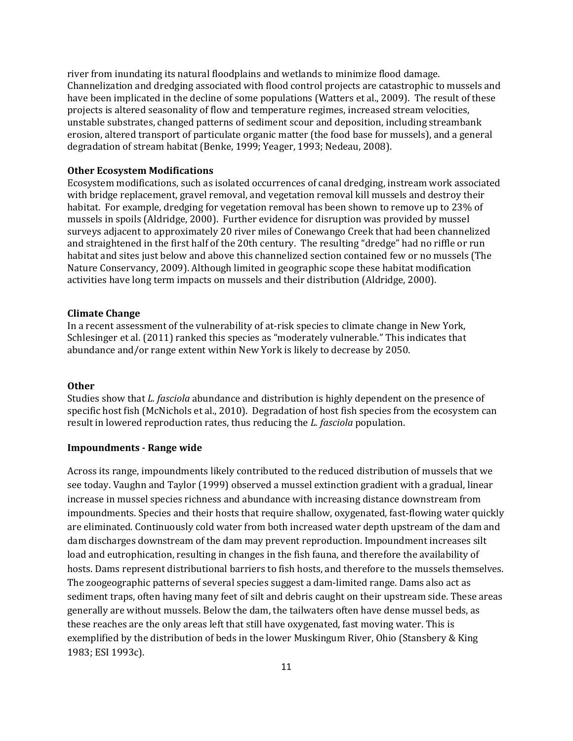river from inundating its natural floodplains and wetlands to minimize flood damage. Channelization and dredging associated with flood control projects are catastrophic to mussels and have been implicated in the decline of some populations (Watters et al., 2009). The result of these projects is altered seasonality of flow and temperature regimes, increased stream velocities, unstable substrates, changed patterns of sediment scour and deposition, including streambank erosion, altered transport of particulate organic matter (the food base for mussels), and a general degradation of stream habitat (Benke, 1999; Yeager, 1993; Nedeau, 2008).

**Other Ecosystem Modifications**

Ecosystem modifications, such as isolated occurrences of canal dredging, instream work associated with bridge replacement, gravel removal, and vegetation removal kill mussels and destroy their habitat. For example, dredging for vegetation removal has been shown to remove up to 23% of mussels in spoils (Aldridge, 2000). Further evidence for disruption was provided by mussel surveys adjacent to approximately 20 river miles of Conewango Creek that had been channelized and straightened in the first half of the 20th century. The resulting "dredge" had no riffle or run habitat and sites just below and above this channelized section contained few or no mussels (The Nature Conservancy, 2009). Although limited in geographic scope these habitat modification activities have long term impacts on mussels and their distribution (Aldridge, 2000).

**Climate Change**

In a recent assessment of the vulnerability of at-risk species to climate change in New York, Schlesinger et al. (2011) ranked this species as "moderately vulnerable." This indicates that abundance and/or range extent within New York is likely to decrease by 2050.

**Other**

Studies show that *L. fasciola* abundance and distribution is highly dependent on the presence of specific host fish (McNichols et al., 2010). Degradation of host fish species from the ecosystem can result in lowered reproduction rates, thus reducing the *L. fasciola* population.

**Impoundments - Range wide**

Across its range, impoundments likely contributed to the reduced distribution of mussels that we see today. Vaughn and Taylor (1999) observed a mussel extinction gradient with a gradual, linear increase in mussel species richness and abundance with increasing distance downstream from impoundments. Species and their hosts that require shallow, oxygenated, fast-flowing water quickly are eliminated. Continuously cold water from both increased water depth upstream of the dam and dam discharges downstream of the dam may prevent reproduction. Impoundment increases silt load and eutrophication, resulting in changes in the fish fauna, and therefore the availability of hosts. Dams represent distributional barriers to fish hosts, and therefore to the mussels themselves. The zoogeographic patterns of several species suggest a dam-limited range. Dams also act as sediment traps, often having many feet of silt and debris caught on their upstream side. These areas generally are without mussels. Below the dam, the tailwaters often have dense mussel beds, as these reaches are the only areas left that still have oxygenated, fast moving water. This is exemplified by the distribution of beds in the lower Muskingum River, Ohio (Stansbery & King 1983; ESI 1993c).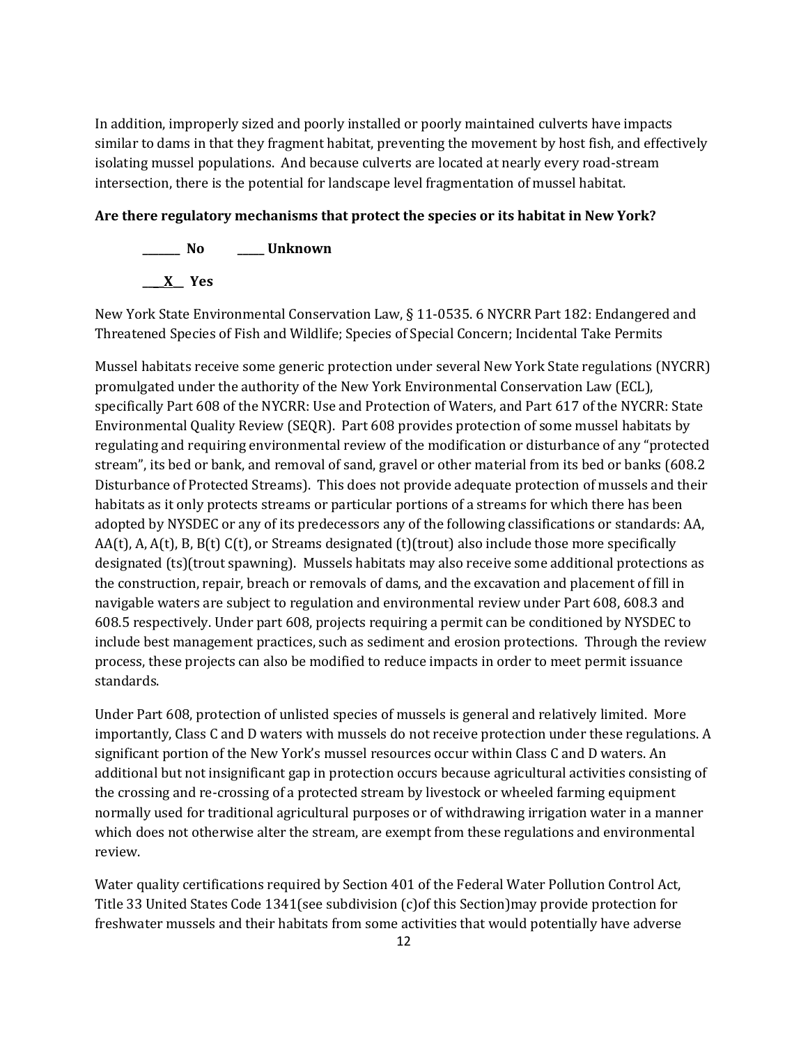In addition, improperly sized and poorly installed or poorly maintained culverts have impacts similar to dams in that they fragment habitat, preventing the movement by host fish, and effectively isolating mussel populations. And because culverts are located at nearly every road-stream intersection, there is the potential for landscape level fragmentation of mussel habitat.

**Are there regulatory mechanisms that protect the species or its habitat in New York?**

**_______ No _____ Unknown**

**___X__ Yes**

New York State Environmental Conservation Law, § 11-0535. 6 NYCRR Part 182: Endangered and Threatened Species of Fish and Wildlife; Species of Special Concern; Incidental Take Permits

Mussel habitats receive some generic protection under several New York State regulations (NYCRR) promulgated under the authority of the New York Environmental Conservation Law (ECL), specifically Part 608 of the NYCRR: Use and Protection of Waters, and Part 617 of the NYCRR: State Environmental Quality Review (SEQR). Part 608 provides protection of some mussel habitats by regulating and requiring environmental review of the modification or disturbance of any "protected stream", its bed or bank, and removal of sand, gravel or other material from its bed or banks (608.2 Disturbance of Protected Streams). This does not provide adequate protection of mussels and their habitats as it only protects streams or particular portions of a streams for which there has been adopted by NYSDEC or any of its predecessors any of the following classifications or standards: AA, AA(t), A, A(t), B, B(t) C(t), or Streams designated (t)(trout) also include those more specifically designated (ts)(trout spawning). Mussels habitats may also receive some additional protections as the construction, repair, breach or removals of dams, and the excavation and placement of fill in navigable waters are subject to regulation and environmental review under Part 608, 608.3 and 608.5 respectively. Under part 608, projects requiring a permit can be conditioned by NYSDEC to include best management practices, such as sediment and erosion protections. Through the review process, these projects can also be modified to reduce impacts in order to meet permit issuance standards.

Under Part 608, protection of unlisted species of mussels is general and relatively limited. More importantly, Class C and D waters with mussels do not receive protection under these regulations. A significant portion of the New York's mussel resources occur within Class C and D waters. An additional but not insignificant gap in protection occurs because agricultural activities consisting of the crossing and re-crossing of a protected stream by livestock or wheeled farming equipment normally used for traditional agricultural purposes or of withdrawing irrigation water in a manner which does not otherwise alter the stream, are exempt from these regulations and environmental review.

Water quality certifications required by Section 401 of the Federal Water Pollution Control Act, Title 33 United States Code 1341(see subdivision (c)of this Section)may provide protection for freshwater mussels and their habitats from some activities that would potentially have adverse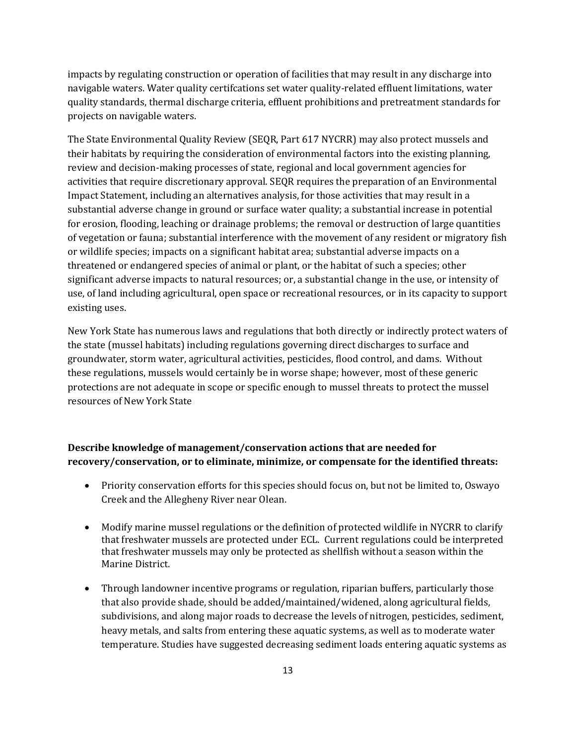impacts by regulating construction or operation of facilities that may result in any discharge into navigable waters. Water quality certifcations set water quality-related effluent limitations, water quality standards, thermal discharge criteria, effluent prohibitions and pretreatment standards for projects on navigable waters.

The State Environmental Quality Review (SEQR, Part 617 NYCRR) may also protect mussels and their habitats by requiring the consideration of environmental factors into the existing planning, review and decision-making processes of state, regional and local government agencies for activities that require discretionary approval. SEQR requires the preparation of an Environmental Impact Statement, including an alternatives analysis, for those activities that may result in a substantial adverse change in ground or surface water quality; a substantial increase in potential for erosion, flooding, leaching or drainage problems; the removal or destruction of large quantities of vegetation or fauna; substantial interference with the movement of any resident or migratory fish or wildlife species; impacts on a significant habitat area; substantial adverse impacts on a threatened or endangered species of animal or plant, or the habitat of such a species; other significant adverse impacts to natural resources; or, a substantial change in the use, or intensity of use, of land including agricultural, open space or recreational resources, or in its capacity to support existing uses.

New York State has numerous laws and regulations that both directly or indirectly protect waters of the state (mussel habitats) including regulations governing direct discharges to surface and groundwater, storm water, agricultural activities, pesticides, flood control, and dams. Without these regulations, mussels would certainly be in worse shape; however, most of these generic protections are not adequate in scope or specific enough to mussel threats to protect the mussel resources of New York State

**Describe knowledge of management/conservation actions that are needed for recovery/conservation, or to eliminate, minimize, or compensate for the identified threats:**

- Priority conservation efforts for this species should focus on, but not be limited to, Oswayo Creek and the Allegheny River near Olean.
- Modify marine mussel regulations or the definition of protected wildlife in NYCRR to clarify that freshwater mussels are protected under ECL. Current regulations could be interpreted that freshwater mussels may only be protected as shellfish without a season within the Marine District.
- Through landowner incentive programs or regulation, riparian buffers, particularly those that also provide shade, should be added/maintained/widened, along agricultural fields, subdivisions, and along major roads to decrease the levels of nitrogen, pesticides, sediment, heavy metals, and salts from entering these aquatic systems, as well as to moderate water temperature. Studies have suggested decreasing sediment loads entering aquatic systems as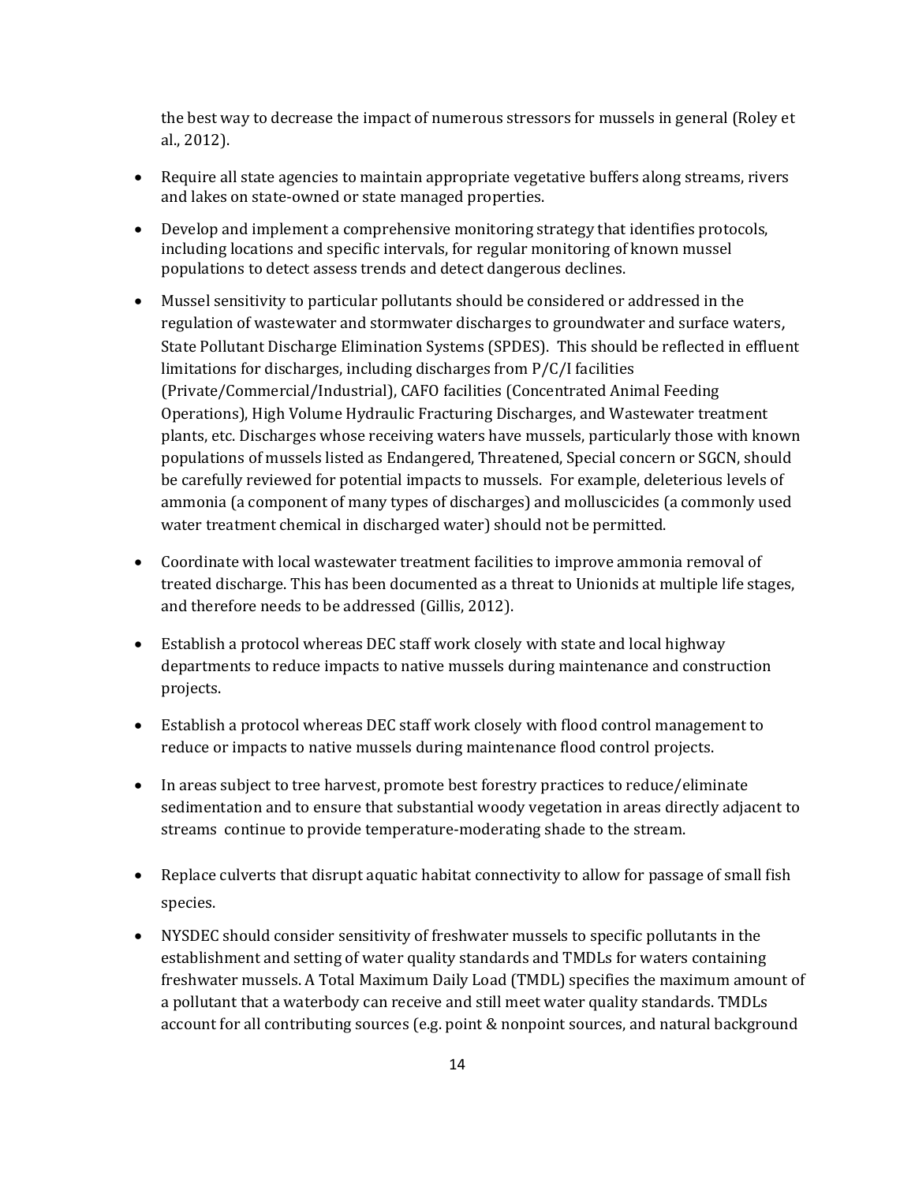the best way to decrease the impact of numerous stressors for mussels in general (Roley et al., 2012).

- Require all state agencies to maintain appropriate vegetative buffers along streams, rivers and lakes on state-owned or state managed properties.
- Develop and implement a comprehensive monitoring strategy that identifies protocols, including locations and specific intervals, for regular monitoring of known mussel populations to detect assess trends and detect dangerous declines.
- Mussel sensitivity to particular pollutants should be considered or addressed in the regulation of wastewater and stormwater discharges to groundwater and surface waters, State Pollutant Discharge Elimination Systems (SPDES). This should be reflected in effluent limitations for discharges, including discharges from P/C/I facilities (Private/Commercial/Industrial), CAFO facilities (Concentrated Animal Feeding Operations), High Volume Hydraulic Fracturing Discharges, and Wastewater treatment plants, etc. Discharges whose receiving waters have mussels, particularly those with known populations of mussels listed as Endangered, Threatened, Special concern or SGCN, should be carefully reviewed for potential impacts to mussels. For example, deleterious levels of ammonia (a component of many types of discharges) and molluscicides (a commonly used water treatment chemical in discharged water) should not be permitted.
- Coordinate with local wastewater treatment facilities to improve ammonia removal of treated discharge. This has been documented as a threat to Unionids at multiple life stages, and therefore needs to be addressed (Gillis, 2012).
- Establish a protocol whereas DEC staff work closely with state and local highway departments to reduce impacts to native mussels during maintenance and construction projects.
- Establish a protocol whereas DEC staff work closely with flood control management to reduce or impacts to native mussels during maintenance flood control projects.
- In areas subject to tree harvest, promote best forestry practices to reduce/eliminate sedimentation and to ensure that substantial woody vegetation in areas directly adjacent to streams continue to provide temperature-moderating shade to the stream.
- Replace culverts that disrupt aquatic habitat connectivity to allow for passage of small fish species.
- NYSDEC should consider sensitivity of freshwater mussels to specific pollutants in the establishment and setting of water quality standards and TMDLs for waters containing freshwater mussels. A Total Maximum Daily Load (TMDL) specifies the maximum amount of a pollutant that a waterbody can receive and still meet water quality standards. TMDLs account for all contributing sources (e.g. point & nonpoint sources, and natural background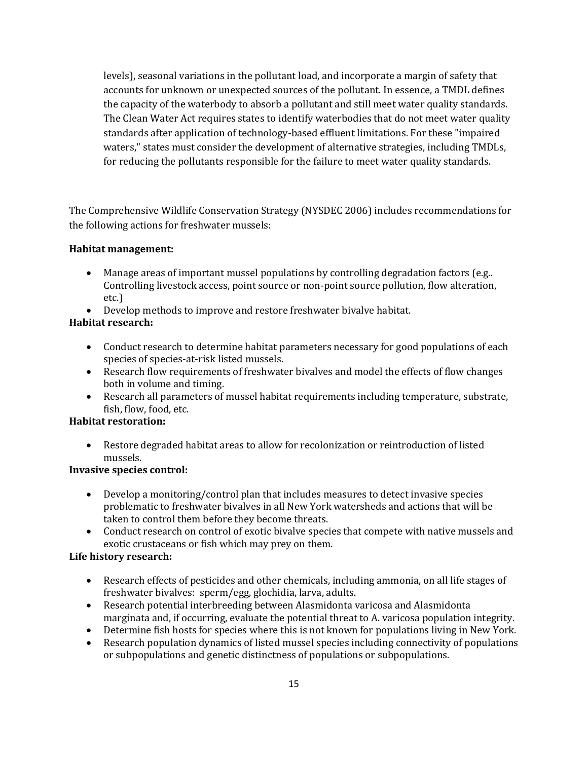levels), seasonal variations in the pollutant load, and incorporate a margin of safety that accounts for unknown or unexpected sources of the pollutant. In essence, a TMDL defines the capacity of the waterbody to absorb a pollutant and still meet water quality standards. The Clean Water Act requires states to identify waterbodies that do not meet water quality standards after application of technology-based effluent limitations. For these "impaired waters," states must consider the development of alternative strategies, including TMDLs, for reducing the pollutants responsible for the failure to meet water quality standards.

The Comprehensive Wildlife Conservation Strategy (NYSDEC 2006) includes recommendations for the following actions for freshwater mussels:

**Habitat management:**

- Manage areas of important mussel populations by controlling degradation factors (e.g.. Controlling livestock access, point source or non-point source pollution, flow alteration, etc.)
- Develop methods to improve and restore freshwater bivalve habitat.

**Habitat research:**

- Conduct research to determine habitat parameters necessary for good populations of each species of species-at-risk listed mussels.
- Research flow requirements of freshwater bivalves and model the effects of flow changes both in volume and timing.
- Research all parameters of mussel habitat requirements including temperature, substrate, fish, flow, food, etc.

**Habitat restoration:**

- Restore degraded habitat areas to allow for recolonization or reintroduction of listed mussels.

**Invasive species control:**

- Develop a monitoring/control plan that includes measures to detect invasive species problematic to freshwater bivalves in all New York watersheds and actions that will be taken to control them before they become threats.
- Conduct research on control of exotic bivalve species that compete with native mussels and exotic crustaceans or fish which may prey on them.

**Life history research:**

- Research effects of pesticides and other chemicals, including ammonia, on all life stages of freshwater bivalves: sperm/egg, glochidia, larva, adults.
- Research potential interbreeding between Alasmidonta varicosa and Alasmidonta marginata and, if occurring, evaluate the potential threat to A. varicosa population integrity.
- Determine fish hosts for species where this is not known for populations living in New York.
- Research population dynamics of listed mussel species including connectivity of populations or subpopulations and genetic distinctness of populations or subpopulations.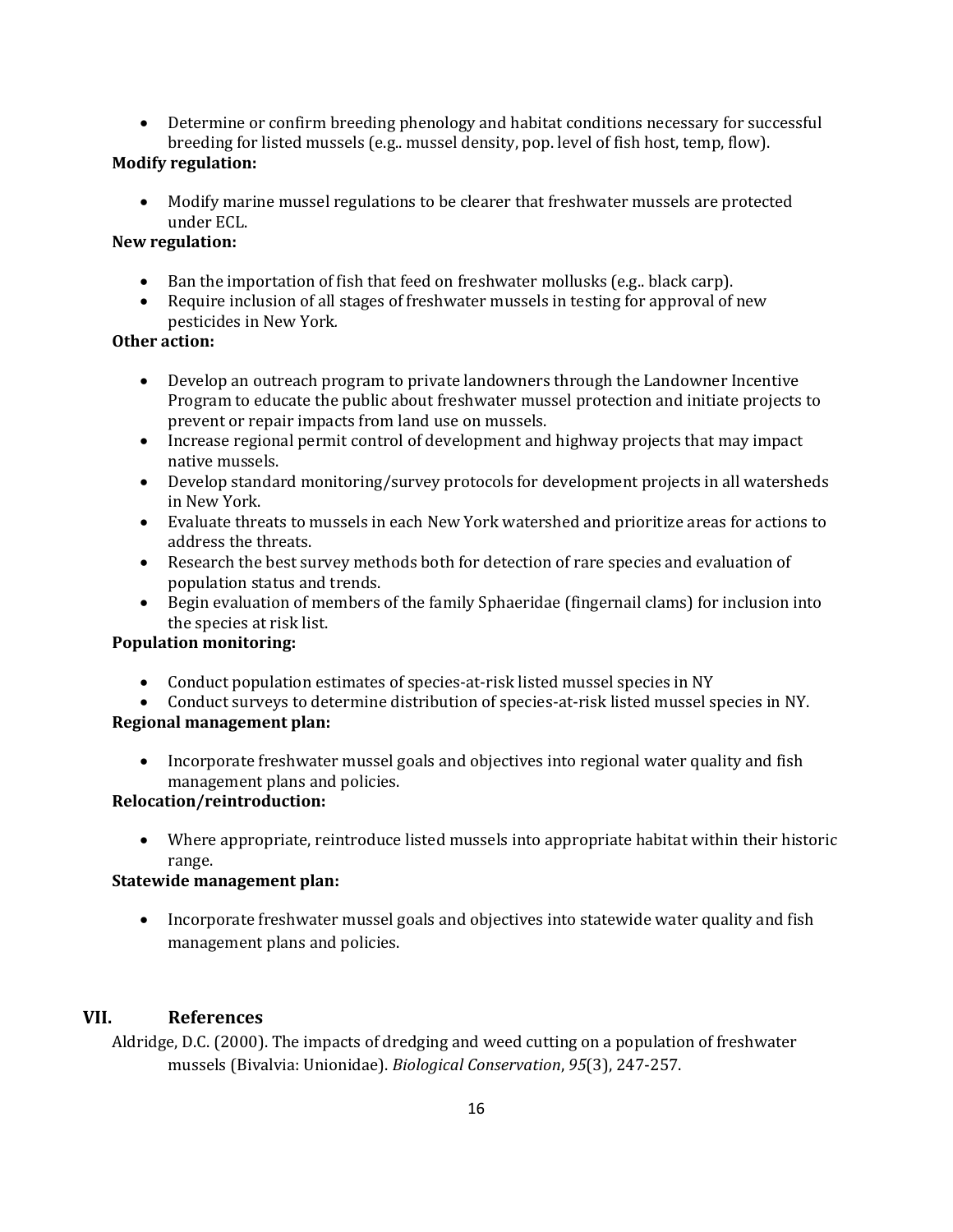- Determine or confirm breeding phenology and habitat conditions necessary for successful breeding for listed mussels (e.g.. mussel density, pop. level of fish host, temp, flow).

**Modify regulation:**

- Modify marine mussel regulations to be clearer that freshwater mussels are protected under ECL.

**New regulation:**

- Ban the importation of fish that feed on freshwater mollusks (e.g.. black carp).
- Require inclusion of all stages of freshwater mussels in testing for approval of new pesticides in New York.

**Other action:**

- Develop an outreach program to private landowners through the Landowner Incentive Program to educate the public about freshwater mussel protection and initiate projects to prevent or repair impacts from land use on mussels.
- Increase regional permit control of development and highway projects that may impact native mussels.
- Develop standard monitoring/survey protocols for development projects in all watersheds in New York.
- Evaluate threats to mussels in each New York watershed and prioritize areas for actions to address the threats.
- Research the best survey methods both for detection of rare species and evaluation of population status and trends.
- Begin evaluation of members of the family Sphaeridae (fingernail clams) for inclusion into the species at risk list.

**Population monitoring:**

- Conduct population estimates of species-at-risk listed mussel species in NY
- Conduct surveys to determine distribution of species-at-risk listed mussel species in NY.

**Regional management plan:**

- Incorporate freshwater mussel goals and objectives into regional water quality and fish management plans and policies.

**Relocation/reintroduction:**

- Where appropriate, reintroduce listed mussels into appropriate habitat within their historic range.

**Statewide management plan:**

- Incorporate freshwater mussel goals and objectives into statewide water quality and fish management plans and policies.

## VII. References

Aldridge, D.C. (2000). The impacts of dredging and weed cutting on a population of freshwater mussels (Bivalvia: Unionidae). *Biological Conservation*, *95*(3), 247-257.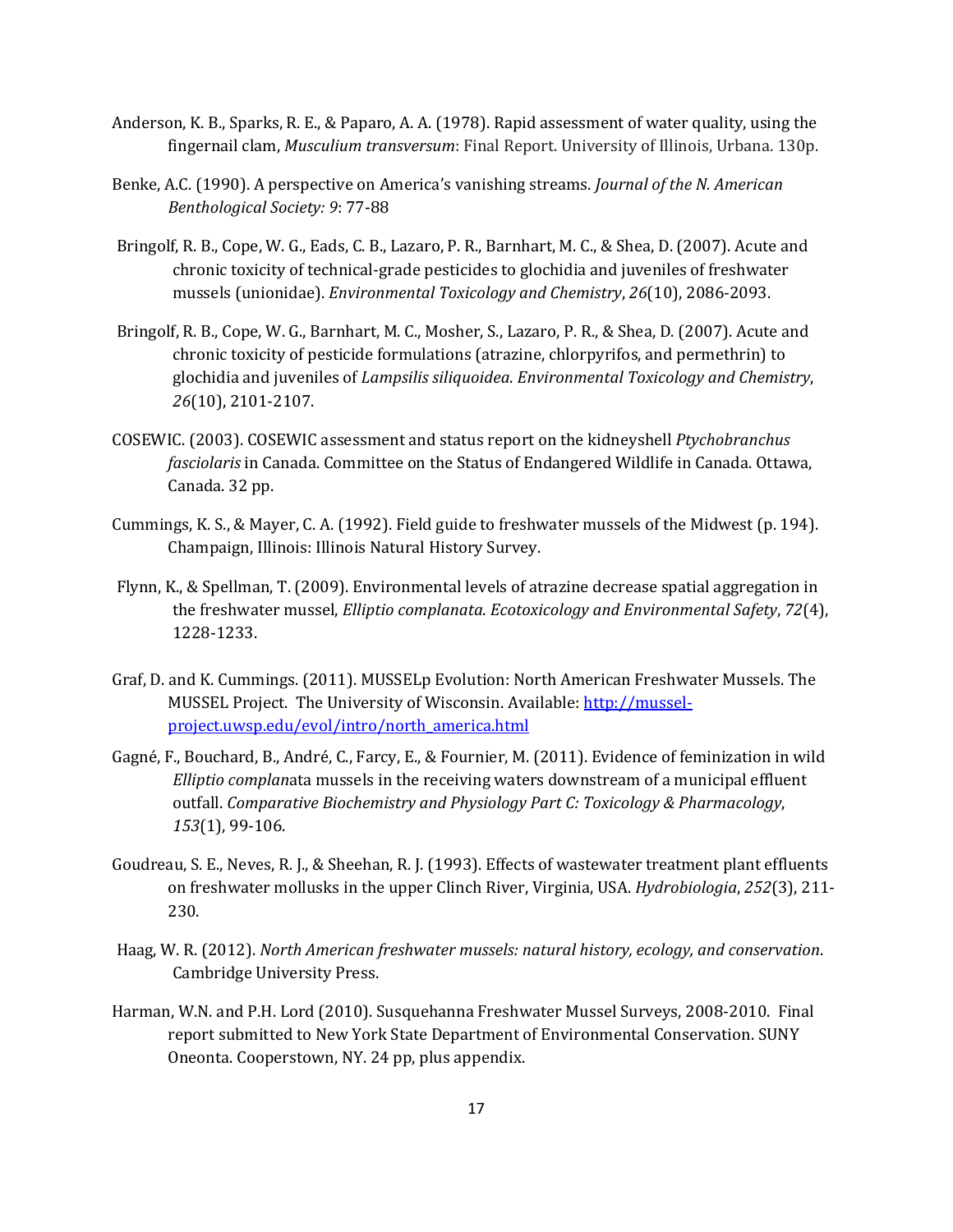Anderson, K. B., Sparks, R. E., & Paparo, A. A. (1978). Rapid assessment of water quality, using the fingernail clam, *Musculium transversum*: Final Report. University of Illinois, Urbana. 130p.

Benke, A.C. (1990). A perspective on America's vanishing streams. *Journal of the N. American Benthological Society: 9*: 77-88

Bringolf, R. B., Cope, W. G., Eads, C. B., Lazaro, P. R., Barnhart, M. C., & Shea, D. (2007). Acute and chronic toxicity of technical-grade pesticides to glochidia and juveniles of freshwater mussels (unionidae). *Environmental Toxicology and Chemistry*, *26*(10), 2086-2093.

Bringolf, R. B., Cope, W. G., Barnhart, M. C., Mosher, S., Lazaro, P. R., & Shea, D. (2007). Acute and chronic toxicity of pesticide formulations (atrazine, chlorpyrifos, and permethrin) to glochidia and juveniles of *Lampsilis siliquoidea*. *Environmental Toxicology and Chemistry*, *26*(10), 2101-2107.

COSEWIC. (2003). COSEWIC assessment and status report on the kidneyshell *Ptychobranchus fasciolaris* in Canada. Committee on the Status of Endangered Wildlife in Canada. Ottawa, Canada. 32 pp.

Cummings, K. S., & Mayer, C. A. (1992). Field guide to freshwater mussels of the Midwest (p. 194). Champaign, Illinois: Illinois Natural History Survey.

Flynn, K., & Spellman, T. (2009). Environmental levels of atrazine decrease spatial aggregation in the freshwater mussel, *Elliptio complanata*. *Ecotoxicology and Environmental Safety*, *72*(4), 1228-1233.

Graf, D. and K. Cummings. (2011). MUSSELp Evolution: North American Freshwater Mussels. The MUSSEL Project. The University of Wisconsin. Available: [http://mussel-project.uwsp.edu/evol/intro/north_america.html](http://mussel-project.uwsp.edu/evol/intro/north_america.html)

Gagné, F., Bouchard, B., André, C., Farcy, E., & Fournier, M. (2011). Evidence of feminization in wild *Elliptio complan*ata mussels in the receiving waters downstream of a municipal effluent outfall. *Comparative Biochemistry and Physiology Part C: Toxicology & Pharmacology*, *153*(1), 99-106.

Goudreau, S. E., Neves, R. J., & Sheehan, R. J. (1993). Effects of wastewater treatment plant effluents on freshwater mollusks in the upper Clinch River, Virginia, USA. *Hydrobiologia*, *252*(3), 211-230.

Haag, W. R. (2012). *North American freshwater mussels: natural history, ecology, and conservation*. Cambridge University Press.

Harman, W.N. and P.H. Lord (2010). Susquehanna Freshwater Mussel Surveys, 2008-2010. Final report submitted to New York State Department of Environmental Conservation. SUNY Oneonta. Cooperstown, NY. 24 pp, plus appendix.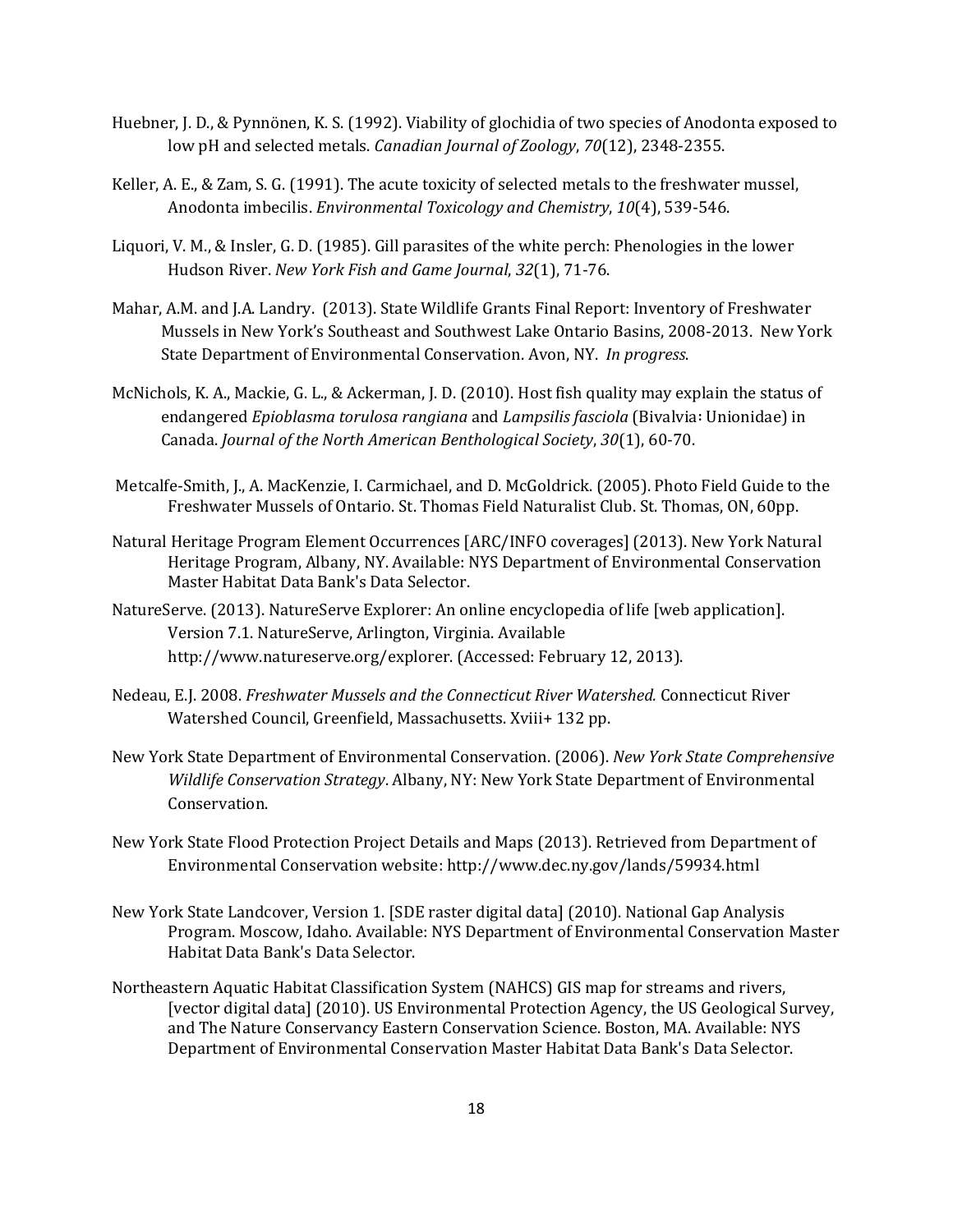Huebner, J. D., & Pynnönen, K. S. (1992). Viability of glochidia of two species of Anodonta exposed to low pH and selected metals. *Canadian Journal of Zoology*, *70*(12), 2348-2355.

Keller, A. E., & Zam, S. G. (1991). The acute toxicity of selected metals to the freshwater mussel, Anodonta imbecilis. *Environmental Toxicology and Chemistry*, *10*(4), 539-546.

Liquori, V. M., & Insler, G. D. (1985). Gill parasites of the white perch: Phenologies in the lower Hudson River. *New York Fish and Game Journal*, *32*(1), 71-76.

Mahar, A.M. and J.A. Landry. (2013). State Wildlife Grants Final Report: Inventory of Freshwater Mussels in New York's Southeast and Southwest Lake Ontario Basins, 2008-2013. New York State Department of Environmental Conservation. Avon, NY. *In progress*.

McNichols, K. A., Mackie, G. L., & Ackerman, J. D. (2010). Host fish quality may explain the status of endangered *Epioblasma torulosa rangiana* and *Lampsilis fasciola* (Bivalvia: Unionidae) in Canada. *Journal of the North American Benthological Society*, *30*(1), 60-70.

Metcalfe-Smith, J., A. MacKenzie, I. Carmichael, and D. McGoldrick. (2005). Photo Field Guide to the Freshwater Mussels of Ontario. St. Thomas Field Naturalist Club. St. Thomas, ON, 60pp.

Natural Heritage Program Element Occurrences [ARC/INFO coverages] (2013). New York Natural Heritage Program, Albany, NY. Available: NYS Department of Environmental Conservation Master Habitat Data Bank's Data Selector.

NatureServe. (2013). NatureServe Explorer: An online encyclopedia of life [web application]. Version 7.1. NatureServe, Arlington, Virginia. Available http://www.natureserve.org/explorer. (Accessed: February 12, 2013).

Nedeau, E.J. 2008. *Freshwater Mussels and the Connecticut River Watershed.* Connecticut River Watershed Council, Greenfield, Massachusetts. Xviii+ 132 pp.

New York State Department of Environmental Conservation. (2006). *New York State Comprehensive Wildlife Conservation Strategy*. Albany, NY: New York State Department of Environmental Conservation.

New York State Flood Protection Project Details and Maps (2013). Retrieved from Department of Environmental Conservation website: http://www.dec.ny.gov/lands/59934.html

New York State Landcover, Version 1. [SDE raster digital data] (2010). National Gap Analysis Program. Moscow, Idaho. Available: NYS Department of Environmental Conservation Master Habitat Data Bank's Data Selector.

Northeastern Aquatic Habitat Classification System (NAHCS) GIS map for streams and rivers, [vector digital data] (2010). US Environmental Protection Agency, the US Geological Survey, and The Nature Conservancy Eastern Conservation Science. Boston, MA. Available: NYS Department of Environmental Conservation Master Habitat Data Bank's Data Selector.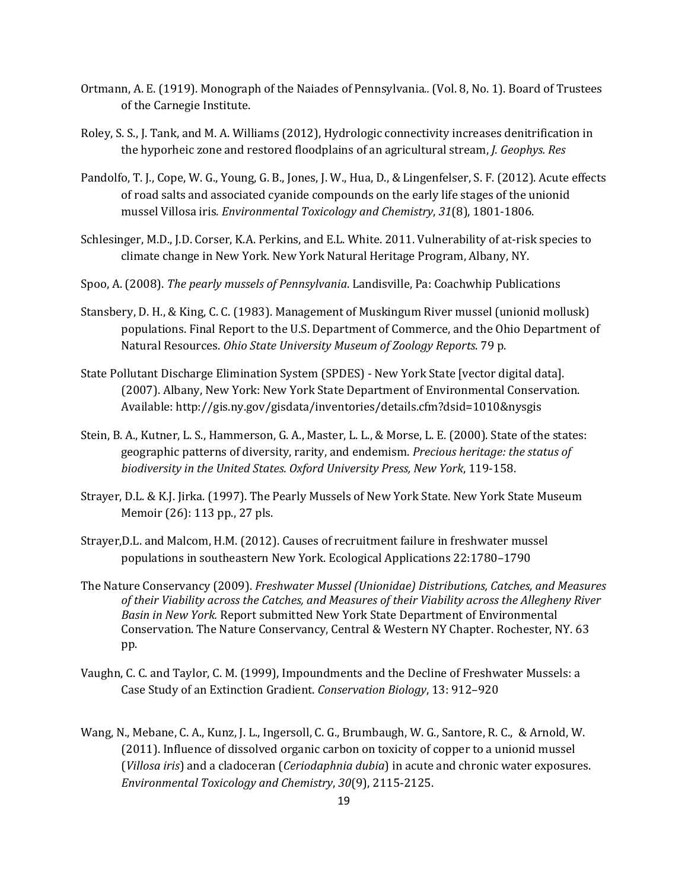Ortmann, A. E. (1919). Monograph of the Naiades of Pennsylvania.. (Vol. 8, No. 1). Board of Trustees of the Carnegie Institute.

Roley, S. S., J. Tank, and M. A. Williams (2012), Hydrologic connectivity increases denitrification in the hyporheic zone and restored floodplains of an agricultural stream, *J. Geophys. Res*

Pandolfo, T. J., Cope, W. G., Young, G. B., Jones, J. W., Hua, D., & Lingenfelser, S. F. (2012). Acute effects of road salts and associated cyanide compounds on the early life stages of the unionid mussel Villosa iris*. Environmental Toxicology and Chemistry*, *31*(8), 1801-1806.

Schlesinger, M.D., J.D. Corser, K.A. Perkins, and E.L. White. 2011. Vulnerability of at-risk species to climate change in New York. New York Natural Heritage Program, Albany, NY.

Spoo, A. (2008). *The pearly mussels of Pennsylvania*. Landisville, Pa: Coachwhip Publications

Stansbery, D. H., & King, C. C. (1983). Management of Muskingum River mussel (unionid mollusk) populations. Final Report to the U.S. Department of Commerce, and the Ohio Department of Natural Resources. *Ohio State University Museum of Zoology Reports*. 79 p.

State Pollutant Discharge Elimination System (SPDES) - New York State [vector digital data]. (2007). Albany, New York: New York State Department of Environmental Conservation. Available: http://gis.ny.gov/gisdata/inventories/details.cfm?dsid=1010&nysgis

Stein, B. A., Kutner, L. S., Hammerson, G. A., Master, L. L., & Morse, L. E. (2000). State of the states: geographic patterns of diversity, rarity, and endemism. *Precious heritage: the status of biodiversity in the United States. Oxford University Press, New York*, 119-158.

Strayer, D.L. & K.J. Jirka. (1997). The Pearly Mussels of New York State. New York State Museum Memoir (26): 113 pp., 27 pls.

Strayer,D.L. and Malcom, H.M. (2012). Causes of recruitment failure in freshwater mussel populations in southeastern New York. Ecological Applications 22:1780–1790

The Nature Conservancy (2009). *Freshwater Mussel (Unionidae) Distributions, Catches, and Measures of their Viability across the Catches, and Measures of their Viability across the Allegheny River Basin in New York.* Report submitted New York State Department of Environmental Conservation. The Nature Conservancy, Central & Western NY Chapter. Rochester, NY. 63 pp.

Vaughn, C. C. and Taylor, C. M. (1999), Impoundments and the Decline of Freshwater Mussels: a Case Study of an Extinction Gradient. *Conservation Biology*, 13: 912–920

Wang, N., Mebane, C. A., Kunz, J. L., Ingersoll, C. G., Brumbaugh, W. G., Santore, R. C., & Arnold, W. (2011). Influence of dissolved organic carbon on toxicity of copper to a unionid mussel (*Villosa iris*) and a cladoceran (*Ceriodaphnia dubia*) in acute and chronic water exposures. *Environmental Toxicology and Chemistry*, *30*(9), 2115-2125.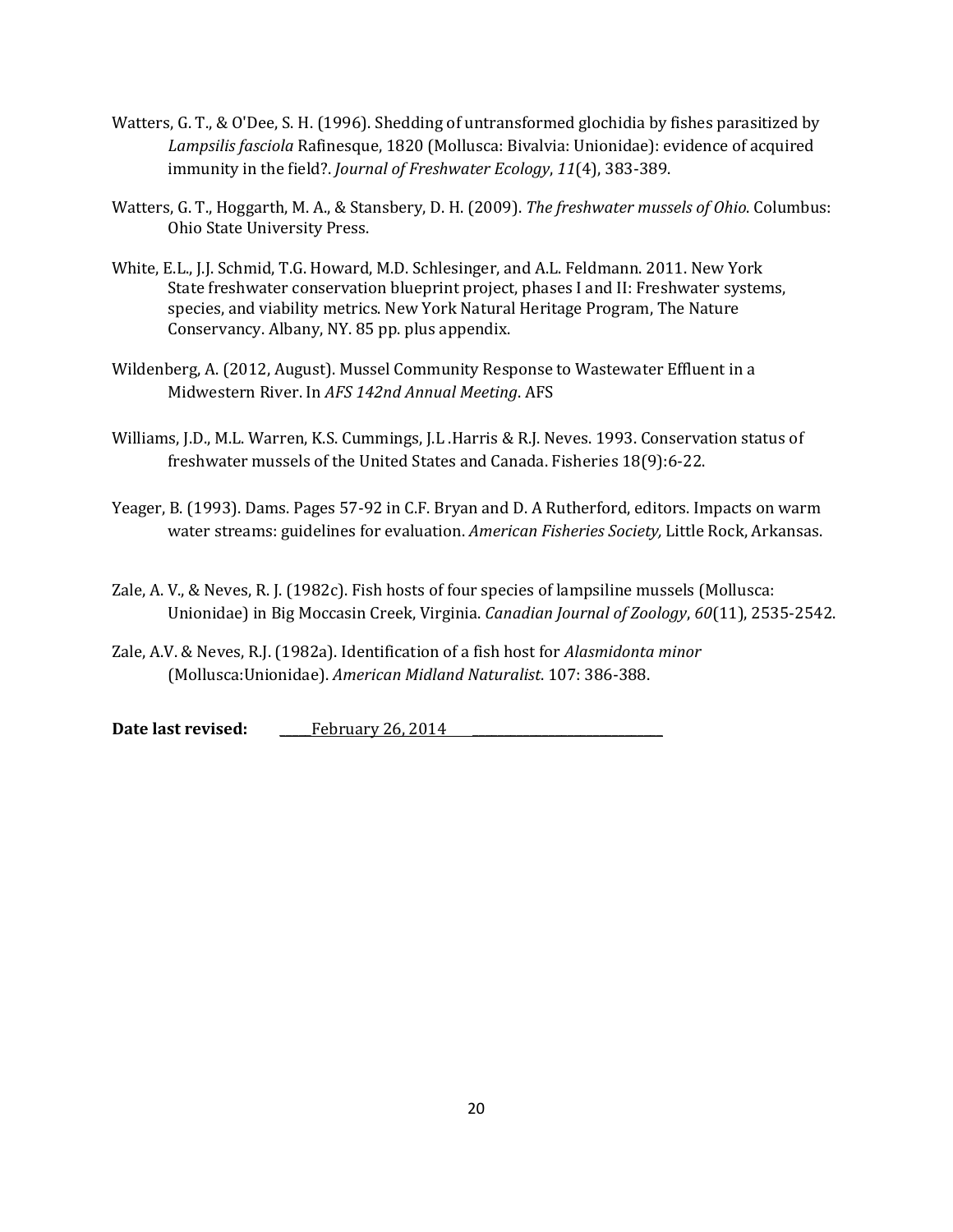Watters, G. T., & O'Dee, S. H. (1996). Shedding of untransformed glochidia by fishes parasitized by *Lampsilis fasciola* Rafinesque, 1820 (Mollusca: Bivalvia: Unionidae): evidence of acquired immunity in the field?. *Journal of Freshwater Ecology*, *11*(4), 383-389.

Watters, G. T., Hoggarth, M. A., & Stansbery, D. H. (2009). *The freshwater mussels of Ohio*. Columbus: Ohio State University Press.

White, E.L., J.J. Schmid, T.G. Howard, M.D. Schlesinger, and A.L. Feldmann. 2011. New York State freshwater conservation blueprint project, phases I and II: Freshwater systems, species, and viability metrics. New York Natural Heritage Program, The Nature Conservancy. Albany, NY. 85 pp. plus appendix.

Wildenberg, A. (2012, August). Mussel Community Response to Wastewater Effluent in a Midwestern River. In *AFS 142nd Annual Meeting*. AFS

Williams, J.D., M.L. Warren, K.S. Cummings, J.L .Harris & R.J. Neves. 1993. Conservation status of freshwater mussels of the United States and Canada. Fisheries 18(9):6-22.

Yeager, B. (1993). Dams. Pages 57-92 in C.F. Bryan and D. A Rutherford, editors. Impacts on warm water streams: guidelines for evaluation. *American Fisheries Society,* Little Rock, Arkansas.

Zale, A. V., & Neves, R. J. (1982c). Fish hosts of four species of lampsiline mussels (Mollusca: Unionidae) in Big Moccasin Creek, Virginia. *Canadian Journal of Zoology*, *60*(11), 2535-2542.

Zale, A.V. & Neves, R.J. (1982a). Identification of a fish host for *Alasmidonta minor* (Mollusca:Unionidae). *American Midland Naturalist*. 107: 386-388.

**Date last revised:** February 26, 2014